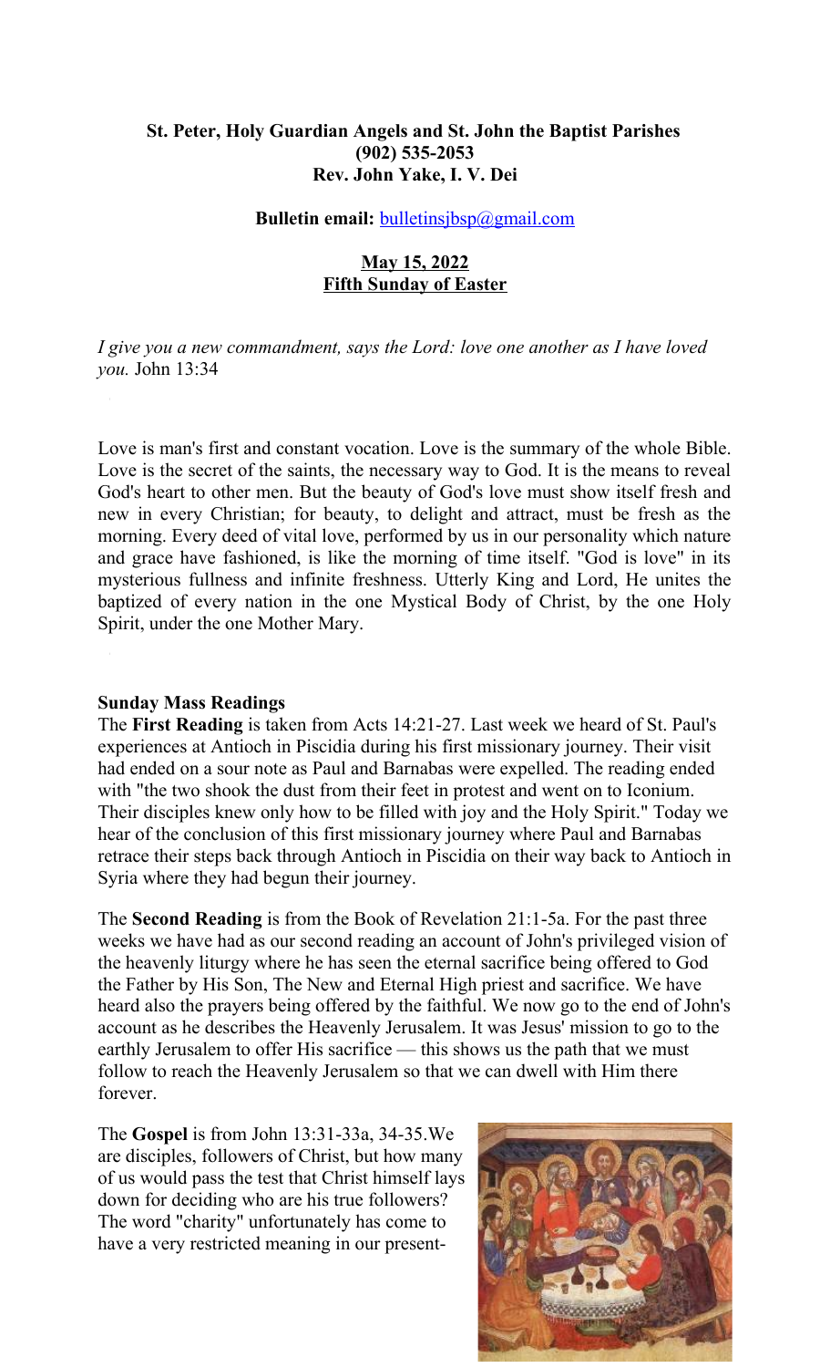**St. Peter, Holy Guardian Angels and St. John the Baptist Parishes**
**(902) 535-2053**
**Rev. John Yake, I. V. Dei**

**Bulletin email:** bulletinsjbsp@gmail.com

**May 15, 2022**
**Fifth Sunday of Easter**

*I give you a new commandment, says the Lord: love one another as I have loved you.* John 13:34

Love is man's first and constant vocation. Love is the summary of the whole Bible. Love is the secret of the saints, the necessary way to God. It is the means to reveal God's heart to other men. But the beauty of God's love must show itself fresh and new in every Christian; for beauty, to delight and attract, must be fresh as the morning. Every deed of vital love, performed by us in our personality which nature and grace have fashioned, is like the morning of time itself. "God is love" in its mysterious fullness and infinite freshness. Utterly King and Lord, He unites the baptized of every nation in the one Mystical Body of Christ, by the one Holy Spirit, under the one Mother Mary.

**Sunday Mass Readings**

The **First Reading** is taken from Acts 14:21-27. Last week we heard of St. Paul's experiences at Antioch in Piscidia during his first missionary journey. Their visit had ended on a sour note as Paul and Barnabas were expelled. The reading ended with "the two shook the dust from their feet in protest and went on to Iconium. Their disciples knew only how to be filled with joy and the Holy Spirit." Today we hear of the conclusion of this first missionary journey where Paul and Barnabas retrace their steps back through Antioch in Piscidia on their way back to Antioch in Syria where they had begun their journey.

The **Second Reading** is from the Book of Revelation 21:1-5a. For the past three weeks we have had as our second reading an account of John's privileged vision of the heavenly liturgy where he has seen the eternal sacrifice being offered to God the Father by His Son, The New and Eternal High priest and sacrifice. We have heard also the prayers being offered by the faithful. We now go to the end of John's account as he describes the Heavenly Jerusalem. It was Jesus' mission to go to the earthly Jerusalem to offer His sacrifice — this shows us the path that we must follow to reach the Heavenly Jerusalem so that we can dwell with Him there forever.

The **Gospel** is from John 13:31-33a, 34-35.We are disciples, followers of Christ, but how many of us would pass the test that Christ himself lays down for deciding who are his true followers? The word "charity" unfortunately has come to have a very restricted meaning in our present-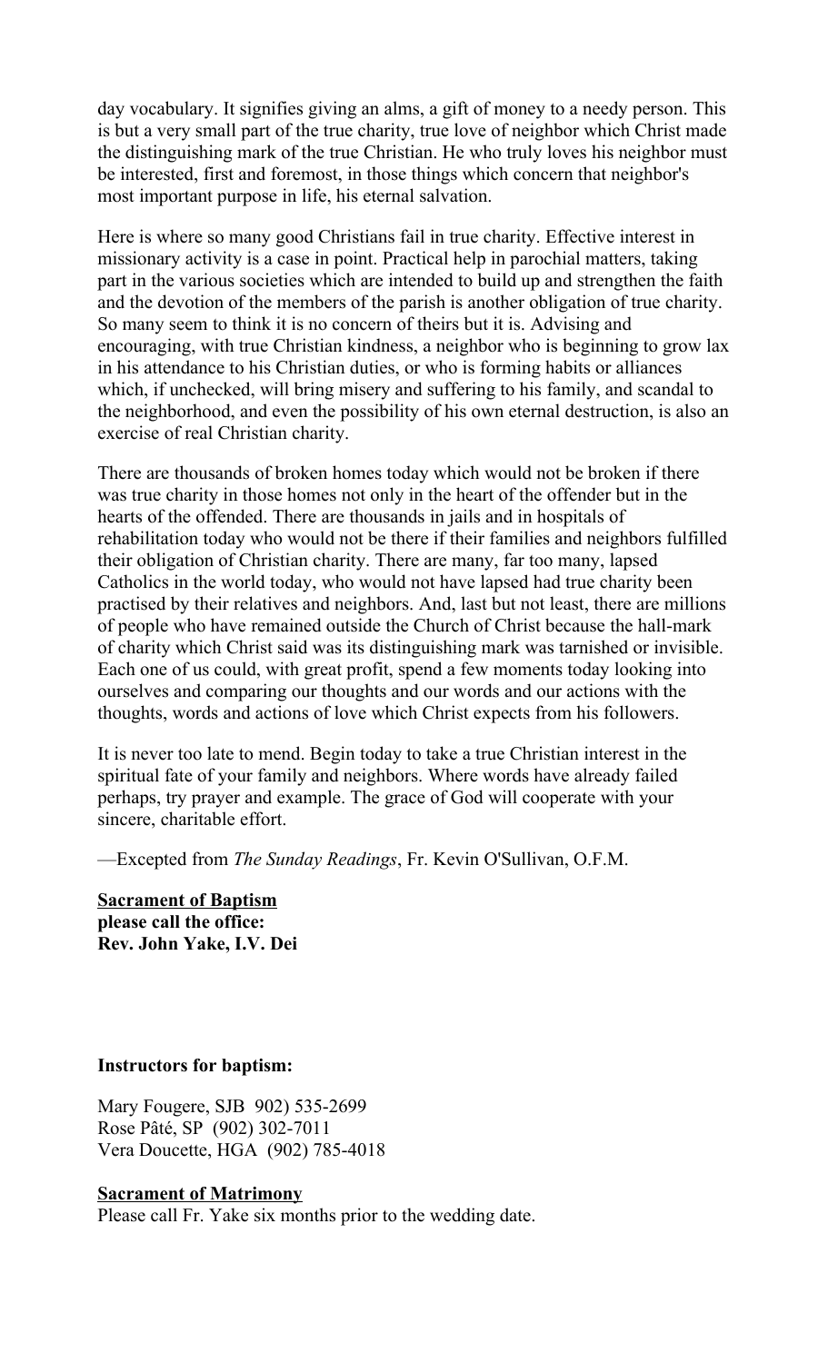day vocabulary. It signifies giving an alms, a gift of money to a needy person. This is but a very small part of the true charity, true love of neighbor which Christ made the distinguishing mark of the true Christian. He who truly loves his neighbor must be interested, first and foremost, in those things which concern that neighbor's most important purpose in life, his eternal salvation.

Here is where so many good Christians fail in true charity. Effective interest in missionary activity is a case in point. Practical help in parochial matters, taking part in the various societies which are intended to build up and strengthen the faith and the devotion of the members of the parish is another obligation of true charity. So many seem to think it is no concern of theirs but it is. Advising and encouraging, with true Christian kindness, a neighbor who is beginning to grow lax in his attendance to his Christian duties, or who is forming habits or alliances which, if unchecked, will bring misery and suffering to his family, and scandal to the neighborhood, and even the possibility of his own eternal destruction, is also an exercise of real Christian charity.

There are thousands of broken homes today which would not be broken if there was true charity in those homes not only in the heart of the offender but in the hearts of the offended. There are thousands in jails and in hospitals of rehabilitation today who would not be there if their families and neighbors fulfilled their obligation of Christian charity. There are many, far too many, lapsed Catholics in the world today, who would not have lapsed had true charity been practised by their relatives and neighbors. And, last but not least, there are millions of people who have remained outside the Church of Christ because the hall-mark of charity which Christ said was its distinguishing mark was tarnished or invisible. Each one of us could, with great profit, spend a few moments today looking into ourselves and comparing our thoughts and our words and our actions with the thoughts, words and actions of love which Christ expects from his followers.

It is never too late to mend. Begin today to take a true Christian interest in the spiritual fate of your family and neighbors. Where words have already failed perhaps, try prayer and example. The grace of God will cooperate with your sincere, charitable effort.

—Excepted from *The Sunday Readings*, Fr. Kevin O'Sullivan, O.F.M.

**Sacrament of Baptism**
**please call the office:**
**Rev. John Yake, I.V. Dei**

**Instructors for baptism:**

Mary Fougere, SJB 902) 535-2699
Rose Pâté, SP (902) 302-7011
Vera Doucette, HGA (902) 785-4018

**Sacrament of Matrimony**
Please call Fr. Yake six months prior to the wedding date.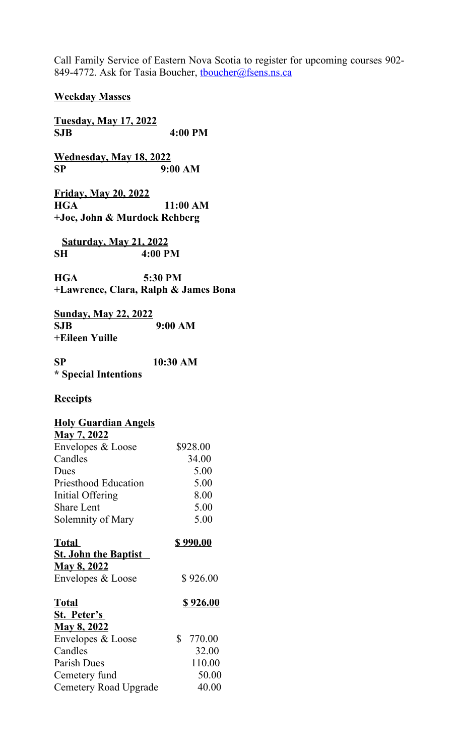Call Family Service of Eastern Nova Scotia to register for upcoming courses 902-849-4772. Ask for Tasia Boucher, [tboucher@fsens.ns.ca](mailto:tboucher@fsens.ns.ca)

## Weekday Masses

**Tuesday, May 17, 2022**
**SJB 4:00 PM**

**Wednesday, May 18, 2022**
**SP 9:00 AM**

**Friday, May 20, 2022**
**HGA 11:00 AM**
**+Joe, John & Murdock Rehberg**

**Saturday, May 21, 2022**
**SH 4:00 PM**

**HGA 5:30 PM**
**+Lawrence, Clara, Ralph & James Bona**

**Sunday, May 22, 2022**
**SJB 9:00 AM**
**+Eileen Yuille**

**SP 10:30 AM**
**\* Special Intentions**

## Receipts

**Holy Guardian Angels**
**May 7, 2022**

| | |
|---|---|
| Envelopes & Loose | $928.00 |
| Candles | 34.00 |
| Dues | 5.00 |
| Priesthood Education | 5.00 |
| Initial Offering | 8.00 |
| Share Lent | 5.00 |
| Solemnity of Mary | 5.00 |
| **Total** | **$ 990.00** |

**St. John the Baptist**
**May 8, 2022**

| | |
|---|---|
| Envelopes & Loose | $ 926.00 |
| **Total** | **$ 926.00** |

**St. Peter's**
**May 8, 2022**

| | |
|---|---|
| Envelopes & Loose | $ 770.00 |
| Candles | 32.00 |
| Parish Dues | 110.00 |
| Cemetery fund | 50.00 |
| Cemetery Road Upgrade | 40.00 |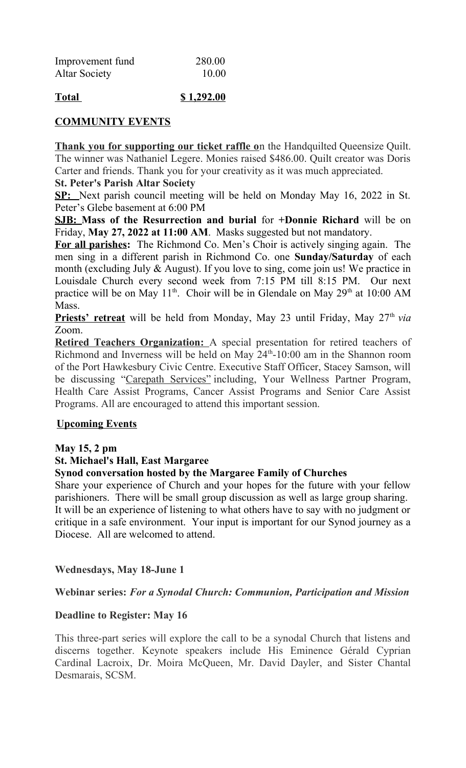| | |
|---|---|
| Improvement fund | 280.00 |
| Altar Society | 10.00 |
| **Total** | **$ 1,292.00** |

## COMMUNITY EVENTS

**Thank you for supporting our ticket raffle o**n the Handquilted Queensize Quilt. The winner was Nathaniel Legere. Monies raised $486.00. Quilt creator was Doris Carter and friends. Thank you for your creativity as it was much appreciated.

**St. Peter's Parish Altar Society**

**SP:** Next parish council meeting will be held on Monday May 16, 2022 in St. Peter's Glebe basement at 6:00 PM

**SJB: Mass of the Resurrection and burial** for **+Donnie Richard** will be on Friday, **May 27, 2022 at 11:00 AM**. Masks suggested but not mandatory.

**For all parishes:** The Richmond Co. Men's Choir is actively singing again. The men sing in a different parish in Richmond Co. one **Sunday/Saturday** of each month (excluding July & August). If you love to sing, come join us! We practice in Louisdale Church every second week from 7:15 PM till 8:15 PM. Our next practice will be on May 11th. Choir will be in Glendale on May 29th at 10:00 AM Mass.

**Priests' retreat** will be held from Monday, May 23 until Friday, May 27th *via* Zoom.

**Retired Teachers Organization:** A special presentation for retired teachers of Richmond and Inverness will be held on May 24th-10:00 am in the Shannon room of the Port Hawkesbury Civic Centre. Executive Staff Officer, Stacey Samson, will be discussing "Carepath Services" including, Your Wellness Partner Program, Health Care Assist Programs, Cancer Assist Programs and Senior Care Assist Programs. All are encouraged to attend this important session.

## Upcoming Events

**May 15, 2 pm**

**St. Michael's Hall, East Margaree**

**Synod conversation hosted by the Margaree Family of Churches**

Share your experience of Church and your hopes for the future with your fellow parishioners. There will be small group discussion as well as large group sharing. It will be an experience of listening to what others have to say with no judgment or critique in a safe environment. Your input is important for our Synod journey as a Diocese. All are welcomed to attend.

**Wednesdays, May 18-June 1**

**Webinar series:** ***For a Synodal Church: Communion, Participation and Mission***

**Deadline to Register: May 16**

This three-part series will explore the call to be a synodal Church that listens and discerns together. Keynote speakers include His Eminence Gérald Cyprian Cardinal Lacroix, Dr. Moira McQueen, Mr. David Dayler, and Sister Chantal Desmarais, SCSM.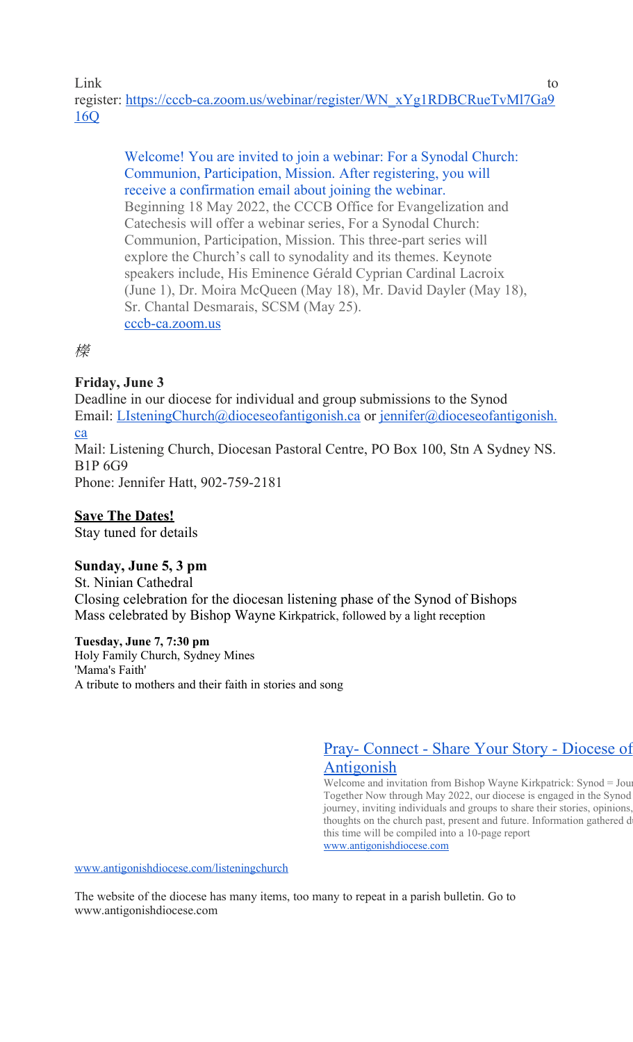Link to register: https://cccb-ca.zoom.us/webinar/register/WN_xYg1RDBCRueTvMl7Ga916Q

> Welcome! You are invited to join a webinar: For a Synodal Church: Communion, Participation, Mission. After registering, you will receive a confirmation email about joining the webinar.
> Beginning 18 May 2022, the CCCB Office for Evangelization and Catechesis will offer a webinar series, For a Synodal Church: Communion, Participation, Mission. This three-part series will explore the Church's call to synodality and its themes. Keynote speakers include, His Eminence Gérald Cyprian Cardinal Lacroix (June 1), Dr. Moira McQueen (May 18), Mr. David Dayler (May 18), Sr. Chantal Desmarais, SCSM (May 25).
> cccb-ca.zoom.us

*樑*

**Friday, June 3**
Deadline in our diocese for individual and group submissions to the Synod
Email: LIsteningChurch@dioceseofantigonish.ca or jennifer@dioceseofantigonish.ca
Mail: Listening Church, Diocesan Pastoral Centre, PO Box 100, Stn A Sydney NS. B1P 6G9
Phone: Jennifer Hatt, 902-759-2181

**Save The Dates!**
Stay tuned for details

**Sunday, June 5, 3 pm**
St. Ninian Cathedral
Closing celebration for the diocesan listening phase of the Synod of Bishops
Mass celebrated by Bishop Wayne Kirkpatrick, followed by a light reception

**Tuesday, June 7, 7:30 pm**
Holy Family Church, Sydney Mines
'Mama's Faith'
A tribute to mothers and their faith in stories and song

> Pray- Connect - Share Your Story - Diocese of Antigonish
> Welcome and invitation from Bishop Wayne Kirkpatrick: Synod = Jou Together Now through May 2022, our diocese is engaged in the Synod journey, inviting individuals and groups to share their stories, opinions, thoughts on the church past, present and future. Information gathered d this time will be compiled into a 10-page report
> www.antigonishdiocese.com

www.antigonishdiocese.com/listeningchurch

The website of the diocese has many items, too many to repeat in a parish bulletin. Go to www.antigonishdiocese.com